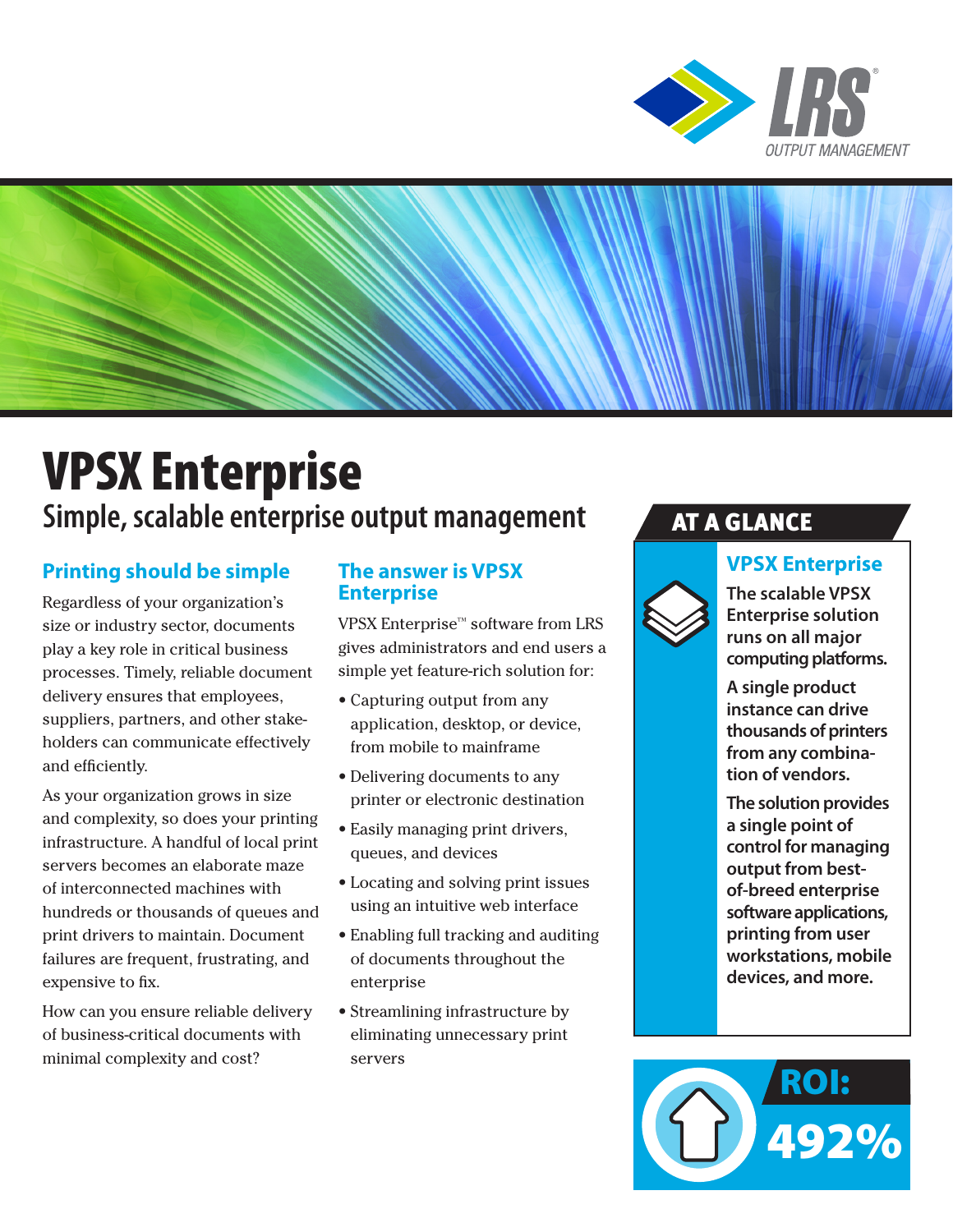LRS® OUTPUT MANAGEMENT

# VPSX Enterprise

## Simple, scalable enterprise output management

### Printing should be simple

Regardless of your organization's size or industry sector, documents play a key role in critical business processes. Timely, reliable document delivery ensures that employees, suppliers, partners, and other stakeholders can communicate effectively and efficiently.

As your organization grows in size and complexity, so does your printing infrastructure. A handful of local print servers becomes an elaborate maze of interconnected machines with hundreds or thousands of queues and print drivers to maintain. Document failures are frequent, frustrating, and expensive to fix.

How can you ensure reliable delivery of business-critical documents with minimal complexity and cost?

### The answer is VPSX Enterprise

VPSX Enterprise™ software from LRS gives administrators and end users a simple yet feature-rich solution for:

- Capturing output from any application, desktop, or device, from mobile to mainframe
- Delivering documents to any printer or electronic destination
- Easily managing print drivers, queues, and devices
- Locating and solving print issues using an intuitive web interface
- Enabling full tracking and auditing of documents throughout the enterprise
- Streamlining infrastructure by eliminating unnecessary print servers

### AT A GLANCE

#### VPSX Enterprise

**The scalable VPSX Enterprise solution runs on all major computing platforms.**

**A single product instance can drive thousands of printers from any combination of vendors.**

**The solution provides a single point of control for managing output from best-of-breed enterprise software applications, printing from user workstations, mobile devices, and more.**

**ROI: 492%**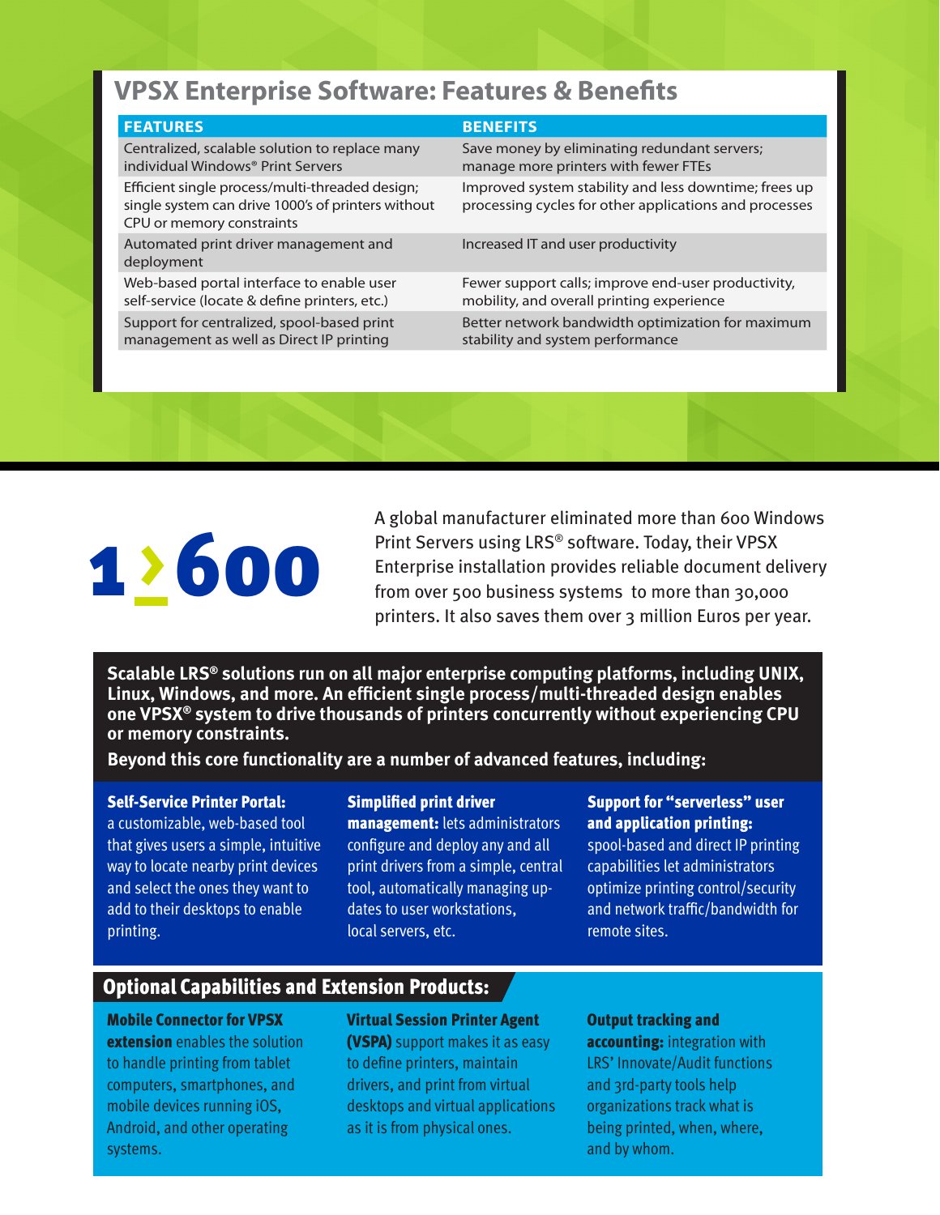## VPSX Enterprise Software: Features & Benefits

| FEATURES | BENEFITS |
|---|---|
| Centralized, scalable solution to replace many individual Windows® Print Servers | Save money by eliminating redundant servers; manage more printers with fewer FTEs |
| Efficient single process/multi-threaded design; single system can drive 1000's of printers without CPU or memory constraints | Improved system stability and less downtime; frees up processing cycles for other applications and processes |
| Automated print driver management and deployment | Increased IT and user productivity |
| Web-based portal interface to enable user self-service (locate & define printers, etc.) | Fewer support calls; improve end-user productivity, mobility, and overall printing experience |
| Support for centralized, spool-based print management as well as Direct IP printing | Better network bandwidth optimization for maximum stability and system performance |

**1 > 600**

A global manufacturer eliminated more than 600 Windows Print Servers using LRS® software. Today, their VPSX Enterprise installation provides reliable document delivery from over 500 business systems to more than 30,000 printers. It also saves them over 3 million Euros per year.

**Scalable LRS® solutions run on all major enterprise computing platforms, including UNIX, Linux, Windows, and more. An efficient single process/multi-threaded design enables one VPSX® system to drive thousands of printers concurrently without experiencing CPU or memory constraints.**

**Beyond this core functionality are a number of advanced features, including:**

**Self-Service Printer Portal:** a customizable, web-based tool that gives users a simple, intuitive way to locate nearby print devices and select the ones they want to add to their desktops to enable printing.

**Simplified print driver management:** lets administrators configure and deploy any and all print drivers from a simple, central tool, automatically managing updates to user workstations, local servers, etc.

**Support for "serverless" user and application printing:** spool-based and direct IP printing capabilities let administrators optimize printing control/security and network traffic/bandwidth for remote sites.

## Optional Capabilities and Extension Products:

**Mobile Connector for VPSX extension** enables the solution to handle printing from tablet computers, smartphones, and mobile devices running iOS, Android, and other operating systems.

**Virtual Session Printer Agent (VSPA)** support makes it as easy to define printers, maintain drivers, and print from virtual desktops and virtual applications as it is from physical ones.

**Output tracking and accounting:** integration with LRS' Innovate/Audit functions and 3rd-party tools help organizations track what is being printed, when, where, and by whom.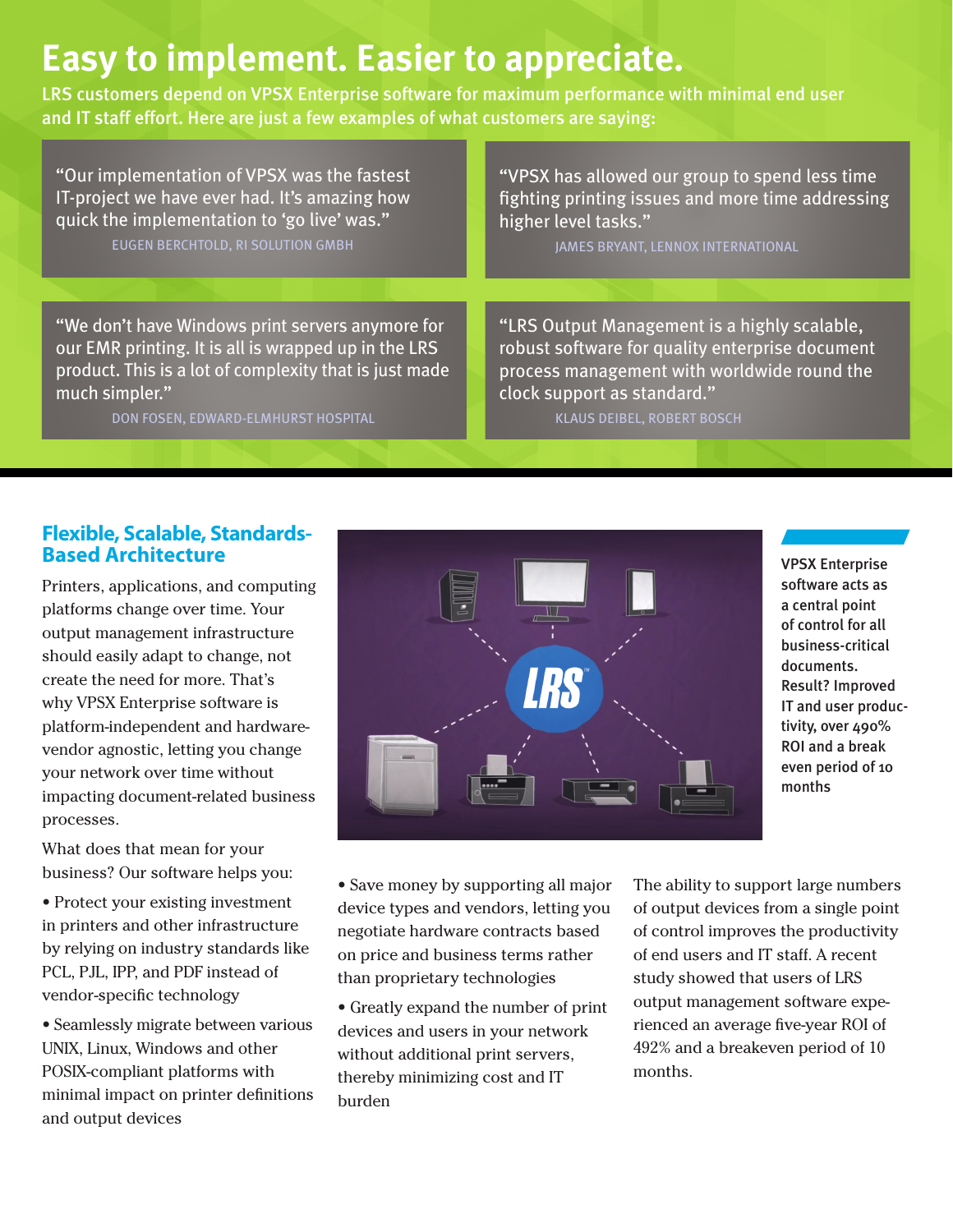# Easy to implement. Easier to appreciate.

LRS customers depend on VPSX Enterprise software for maximum performance with minimal end user and IT staff effort. Here are just a few examples of what customers are saying:

> "Our implementation of VPSX was the fastest IT-project we have ever had. It's amazing how quick the implementation to 'go live' was."
>
> EUGEN BERCHTOLD, RI SOLUTION GMBH

> "VPSX has allowed our group to spend less time fighting printing issues and more time addressing higher level tasks."
>
> JAMES BRYANT, LENNOX INTERNATIONAL

> "We don't have Windows print servers anymore for our EMR printing. It is all is wrapped up in the LRS product. This is a lot of complexity that is just made much simpler."
>
> DON FOSEN, EDWARD-ELMHURST HOSPITAL

> "LRS Output Management is a highly scalable, robust software for quality enterprise document process management with worldwide round the clock support as standard."
>
> KLAUS DEIBEL, ROBERT BOSCH

## Flexible, Scalable, Standards-Based Architecture

Printers, applications, and computing platforms change over time. Your output management infrastructure should easily adapt to change, not create the need for more. That's why VPSX Enterprise software is platform-independent and hardware-vendor agnostic, letting you change your network over time without impacting document-related business processes.

What does that mean for your business? Our software helps you:

- Protect your existing investment in printers and other infrastructure by relying on industry standards like PCL, PJL, IPP, and PDF instead of vendor-specific technology
- Seamlessly migrate between various UNIX, Linux, Windows and other POSIX-compliant platforms with minimal impact on printer definitions and output devices
- Save money by supporting all major device types and vendors, letting you negotiate hardware contracts based on price and business terms rather than proprietary technologies
- Greatly expand the number of print devices and users in your network without additional print servers, thereby minimizing cost and IT burden

The ability to support large numbers of output devices from a single point of control improves the productivity of end users and IT staff. A recent study showed that users of LRS output management software experienced an average five-year ROI of 492% and a breakeven period of 10 months.

**VPSX Enterprise software acts as a central point of control for all business-critical documents. Result? Improved IT and user productivity, over 490% ROI and a break even period of 10 months**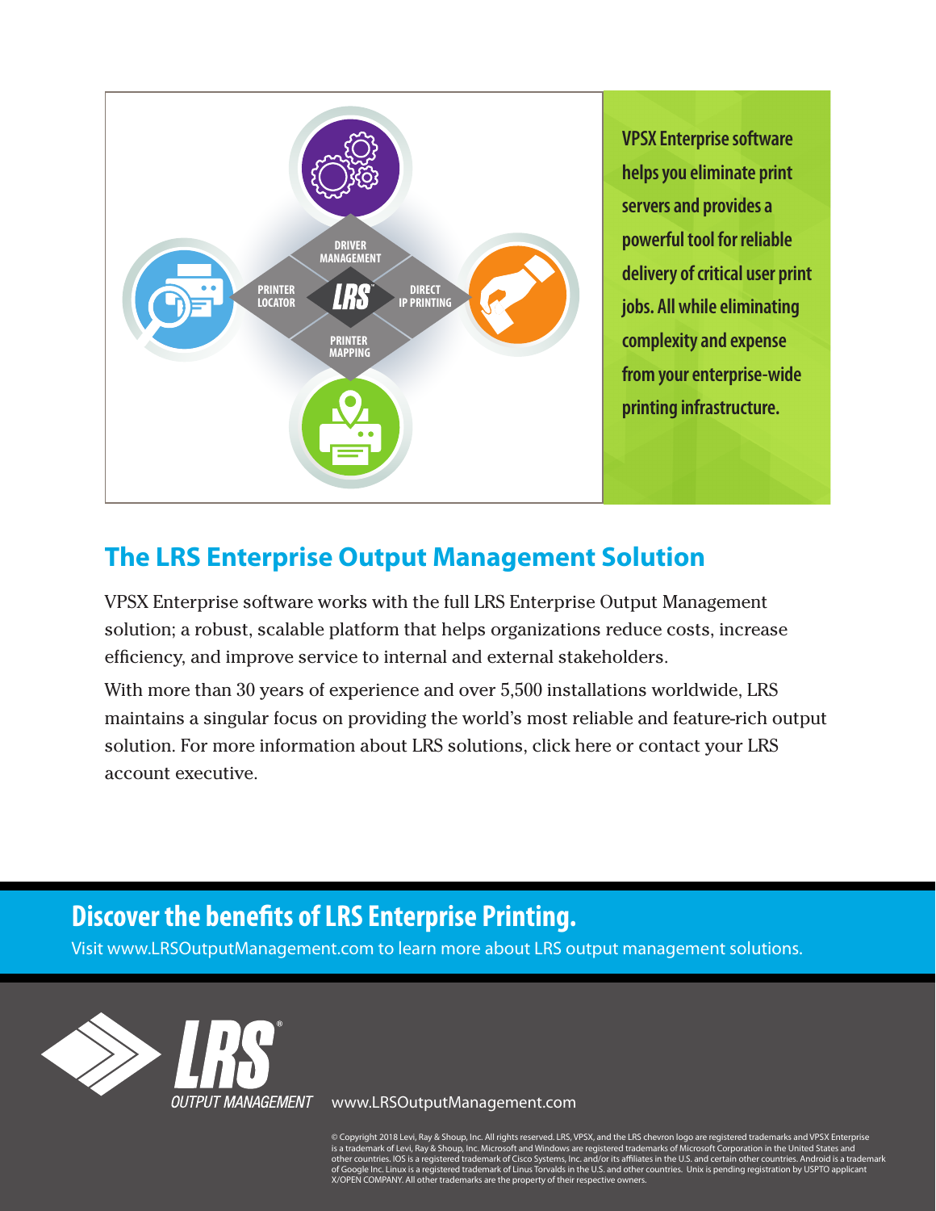DRIVER MANAGEMENT

PRINTER LOCATOR

LRS

DIRECT IP PRINTING

PRINTER MAPPING

**VPSX Enterprise software helps you eliminate print servers and provides a powerful tool for reliable delivery of critical user print jobs. All while eliminating complexity and expense from your enterprise-wide printing infrastructure.**

## The LRS Enterprise Output Management Solution

VPSX Enterprise software works with the full LRS Enterprise Output Management solution; a robust, scalable platform that helps organizations reduce costs, increase efficiency, and improve service to internal and external stakeholders.

With more than 30 years of experience and over 5,500 installations worldwide, LRS maintains a singular focus on providing the world's most reliable and feature-rich output solution. For more information about LRS solutions, click here or contact your LRS account executive.

## Discover the benefits of LRS Enterprise Printing.

Visit www.LRSOutputManagement.com to learn more about LRS output management solutions.

LRS® OUTPUT MANAGEMENT

www.LRSOutputManagement.com

© Copyright 2018 Levi, Ray & Shoup, Inc. All rights reserved. LRS, VPSX, and the LRS chevron logo are registered trademarks and VPSX Enterprise is a trademark of Levi, Ray & Shoup, Inc. Microsoft and Windows are registered trademarks of Microsoft Corporation in the United States and other countries. IOS is a registered trademark of Cisco Systems, Inc. and/or its affiliates in the U.S. and certain other countries. Android is a trademark of Google Inc. Linux is a registered trademark of Linus Torvalds in the U.S. and other countries. Unix is pending registration by USPTO applicant X/OPEN COMPANY. All other trademarks are the property of their respective owners.